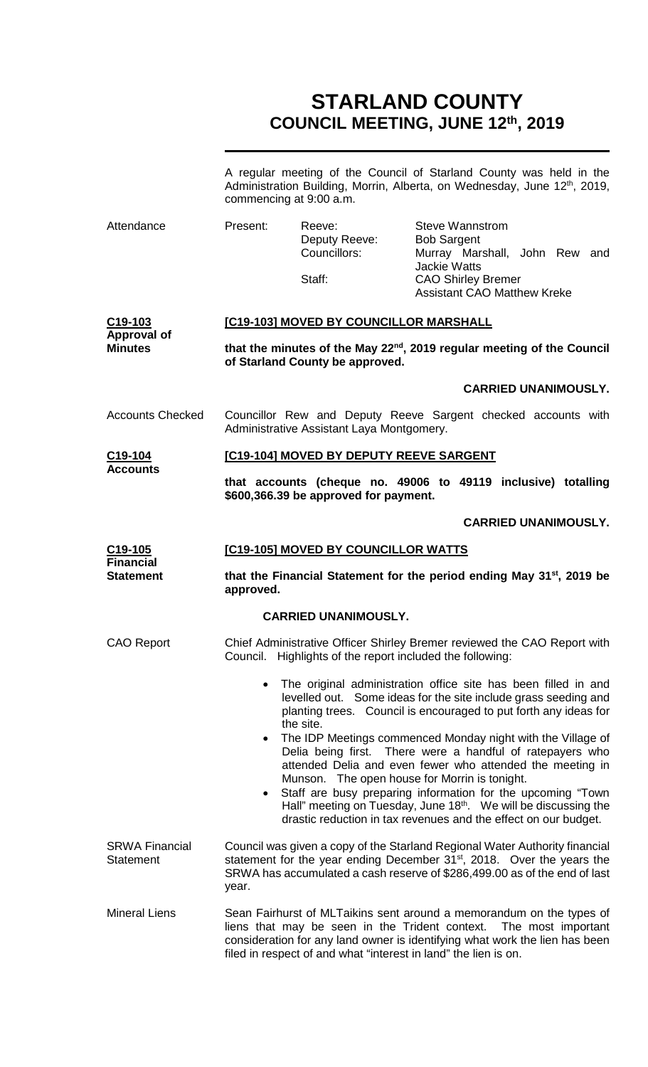# STARLAND COUNTY
## COUNCIL MEETING, JUNE 12th, 2019

A regular meeting of the Council of Starland County was held in the Administration Building, Morrin, Alberta, on Wednesday, June 12th, 2019, commencing at 9:00 a.m.

**Attendance**

Present:

| | |
|---|---|
| Reeve: | Steve Wannstrom |
| Deputy Reeve: | Bob Sargent |
| Councillors: | Murray Marshall, John Rew and Jackie Watts |
| Staff: | CAO Shirley Bremer |
| | Assistant CAO Matthew Kreke |

**C19-103 Approval of Minutes**

**[C19-103] MOVED BY COUNCILLOR MARSHALL**

**that the minutes of the May 22nd, 2019 regular meeting of the Council of Starland County be approved.**

**CARRIED UNANIMOUSLY.**

**Accounts Checked**

Councillor Rew and Deputy Reeve Sargent checked accounts with Administrative Assistant Laya Montgomery.

**C19-104 Accounts**

**[C19-104] MOVED BY DEPUTY REEVE SARGENT**

**that accounts (cheque no. 49006 to 49119 inclusive) totalling \$600,366.39 be approved for payment.**

**CARRIED UNANIMOUSLY.**

**C19-105 Financial Statement**

**[C19-105] MOVED BY COUNCILLOR WATTS**

**that the Financial Statement for the period ending May 31st, 2019 be approved.**

**CARRIED UNANIMOUSLY.**

**CAO Report**

Chief Administrative Officer Shirley Bremer reviewed the CAO Report with Council. Highlights of the report included the following:

- The original administration office site has been filled in and levelled out. Some ideas for the site include grass seeding and planting trees. Council is encouraged to put forth any ideas for the site.
- The IDP Meetings commenced Monday night with the Village of Delia being first. There were a handful of ratepayers who attended Delia and even fewer who attended the meeting in Munson. The open house for Morrin is tonight.
- Staff are busy preparing information for the upcoming "Town Hall" meeting on Tuesday, June 18th. We will be discussing the drastic reduction in tax revenues and the effect on our budget.

**SRWA Financial Statement**

Council was given a copy of the Starland Regional Water Authority financial statement for the year ending December 31st, 2018. Over the years the SRWA has accumulated a cash reserve of \$286,499.00 as of the end of last year.

**Mineral Liens**

Sean Fairhurst of MLTaikins sent around a memorandum on the types of liens that may be seen in the Trident context. The most important consideration for any land owner is identifying what work the lien has been filed in respect of and what "interest in land" the lien is on.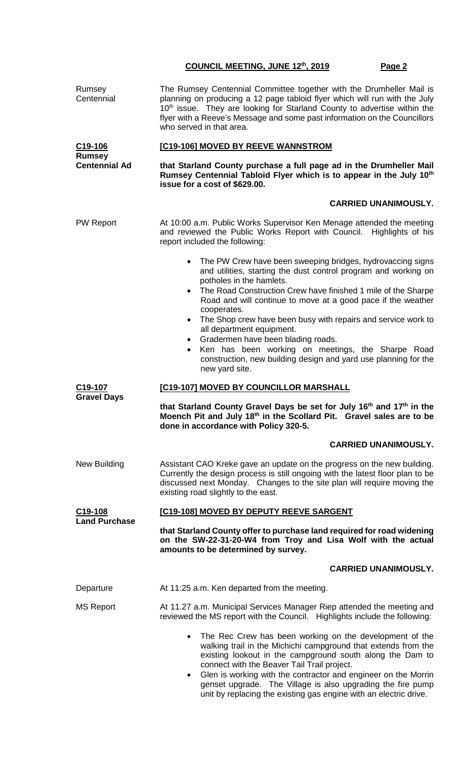Rumsey Centennial

The Rumsey Centennial Committee together with the Drumheller Mail is planning on producing a 12 page tabloid flyer which will run with the July 10th issue. They are looking for Starland County to advertise within the flyer with a Reeve's Message and some past information on the Councillors who served in that area.

**C19-106**
**Rumsey Centennial Ad**

**[C19-106] MOVED BY REEVE WANNSTROM**

**that Starland County purchase a full page ad in the Drumheller Mail Rumsey Centennial Tabloid Flyer which is to appear in the July 10th issue for a cost of $629.00.**

**CARRIED UNANIMOUSLY.**

PW Report

At 10:00 a.m. Public Works Supervisor Ken Menage attended the meeting and reviewed the Public Works Report with Council. Highlights of his report included the following:

- The PW Crew have been sweeping bridges, hydrovaccing signs and utilities, starting the dust control program and working on potholes in the hamlets.
- The Road Construction Crew have finished 1 mile of the Sharpe Road and will continue to move at a good pace if the weather cooperates.
- The Shop crew have been busy with repairs and service work to all department equipment.
- Gradermen have been blading roads.
- Ken has been working on meetings, the Sharpe Road construction, new building design and yard use planning for the new yard site.

**C19-107**
**Gravel Days**

**[C19-107] MOVED BY COUNCILLOR MARSHALL**

**that Starland County Gravel Days be set for July 16th and 17th in the Moench Pit and July 18th in the Scollard Pit. Gravel sales are to be done in accordance with Policy 320-5.**

**CARRIED UNANIMOUSLY.**

New Building

Assistant CAO Kreke gave an update on the progress on the new building. Currently the design process is still ongoing with the latest floor plan to be discussed next Monday. Changes to the site plan will require moving the existing road slightly to the east.

**C19-108**
**Land Purchase**

**[C19-108] MOVED BY DEPUTY REEVE SARGENT**

**that Starland County offer to purchase land required for road widening on the SW-22-31-20-W4 from Troy and Lisa Wolf with the actual amounts to be determined by survey.**

**CARRIED UNANIMOUSLY.**

Departure

At 11:25 a.m. Ken departed from the meeting.

MS Report

At 11.27 a.m. Municipal Services Manager Riep attended the meeting and reviewed the MS report with the Council. Highlights include the following:

- The Rec Crew has been working on the development of the walking trail in the Michichi campground that extends from the existing lookout in the campground south along the Dam to connect with the Beaver Tail Trail project.
- Glen is working with the contractor and engineer on the Morrin genset upgrade. The Village is also upgrading the fire pump unit by replacing the existing gas engine with an electric drive.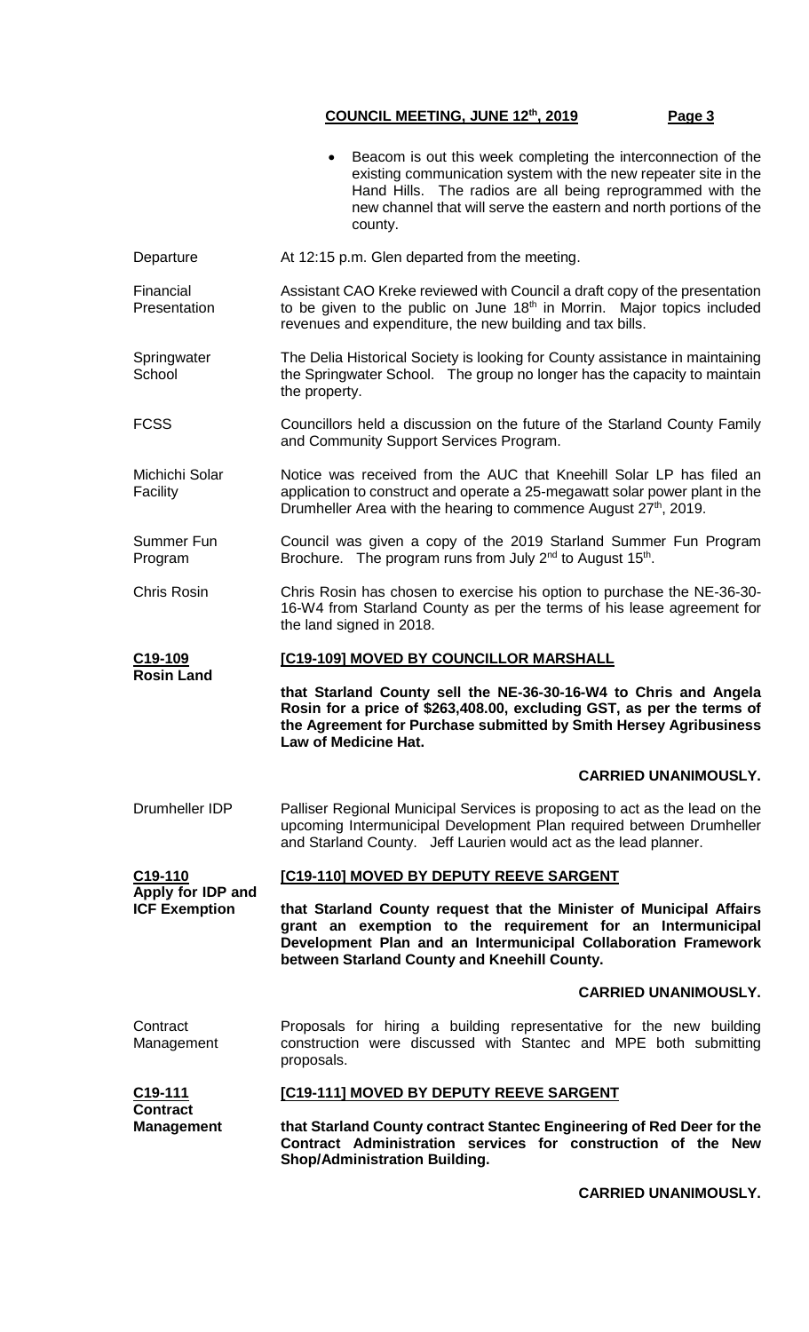- Beacom is out this week completing the interconnection of the existing communication system with the new repeater site in the Hand Hills. The radios are all being reprogrammed with the new channel that will serve the eastern and north portions of the county.

**Departure**
At 12:15 p.m. Glen departed from the meeting.

**Financial Presentation**
Assistant CAO Kreke reviewed with Council a draft copy of the presentation to be given to the public on June 18th in Morrin. Major topics included revenues and expenditure, the new building and tax bills.

**Springwater School**
The Delia Historical Society is looking for County assistance in maintaining the Springwater School. The group no longer has the capacity to maintain the property.

**FCSS**
Councillors held a discussion on the future of the Starland County Family and Community Support Services Program.

**Michichi Solar Facility**
Notice was received from the AUC that Kneehill Solar LP has filed an application to construct and operate a 25-megawatt solar power plant in the Drumheller Area with the hearing to commence August 27th, 2019.

**Summer Fun Program**
Council was given a copy of the 2019 Starland Summer Fun Program Brochure. The program runs from July 2nd to August 15th.

**Chris Rosin**
Chris Rosin has chosen to exercise his option to purchase the NE-36-30-16-W4 from Starland County as per the terms of his lease agreement for the land signed in 2018.

**C19-109 Rosin Land**

**[C19-109] MOVED BY COUNCILLOR MARSHALL**

**that Starland County sell the NE-36-30-16-W4 to Chris and Angela Rosin for a price of $263,408.00, excluding GST, as per the terms of the Agreement for Purchase submitted by Smith Hersey Agribusiness Law of Medicine Hat.**

**CARRIED UNANIMOUSLY.**

**Drumheller IDP**
Palliser Regional Municipal Services is proposing to act as the lead on the upcoming Intermunicipal Development Plan required between Drumheller and Starland County. Jeff Laurien would act as the lead planner.

**C19-110 Apply for IDP and ICF Exemption**

**[C19-110] MOVED BY DEPUTY REEVE SARGENT**

**that Starland County request that the Minister of Municipal Affairs grant an exemption to the requirement for an Intermunicipal Development Plan and an Intermunicipal Collaboration Framework between Starland County and Kneehill County.**

**CARRIED UNANIMOUSLY.**

**Contract Management**
Proposals for hiring a building representative for the new building construction were discussed with Stantec and MPE both submitting proposals.

**C19-111 Contract Management**

**[C19-111] MOVED BY DEPUTY REEVE SARGENT**

**that Starland County contract Stantec Engineering of Red Deer for the Contract Administration services for construction of the New Shop/Administration Building.**

**CARRIED UNANIMOUSLY.**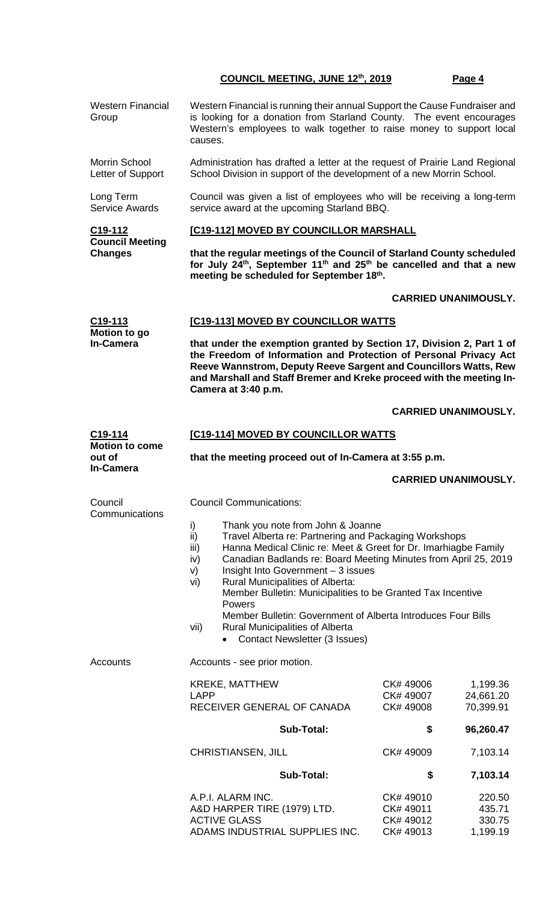**Western Financial Group**

Western Financial is running their annual Support the Cause Fundraiser and is looking for a donation from Starland County. The event encourages Western's employees to walk together to raise money to support local causes.

**Morrin School Letter of Support**

Administration has drafted a letter at the request of Prairie Land Regional School Division in support of the development of a new Morrin School.

**Long Term Service Awards**

Council was given a list of employees who will be receiving a long-term service award at the upcoming Starland BBQ.

**C19-112 Council Meeting Changes**

**[C19-112] MOVED BY COUNCILLOR MARSHALL**

**that the regular meetings of the Council of Starland County scheduled for July 24th, September 11th and 25th be cancelled and that a new meeting be scheduled for September 18th.**

**CARRIED UNANIMOUSLY.**

**C19-113 Motion to go In-Camera**

**[C19-113] MOVED BY COUNCILLOR WATTS**

**that under the exemption granted by Section 17, Division 2, Part 1 of the Freedom of Information and Protection of Personal Privacy Act Reeve Wannstrom, Deputy Reeve Sargent and Councillors Watts, Rew and Marshall and Staff Bremer and Kreke proceed with the meeting In-Camera at 3:40 p.m.**

**CARRIED UNANIMOUSLY.**

**C19-114 Motion to come out of In-Camera**

**[C19-114] MOVED BY COUNCILLOR WATTS**

**that the meeting proceed out of In-Camera at 3:55 p.m.**

**CARRIED UNANIMOUSLY.**

**Council Communications**

Council Communications:

- i) Thank you note from John & Joanne
- ii) Travel Alberta re: Partnering and Packaging Workshops
- iii) Hanna Medical Clinic re: Meet & Greet for Dr. Imarhiagbe Family
- iv) Canadian Badlands re: Board Meeting Minutes from April 25, 2019
- v) Insight Into Government – 3 issues
- vi) Rural Municipalities of Alberta:
  - Member Bulletin: Municipalities to be Granted Tax Incentive Powers
  - Member Bulletin: Government of Alberta Introduces Four Bills
- vii) Rural Municipalities of Alberta
  - Contact Newsletter (3 Issues)

**Accounts**

Accounts - see prior motion.

| | | |
|---|---|---|
| KREKE, MATTHEW | CK# 49006 | 1,199.36 |
| LAPP | CK# 49007 | 24,661.20 |
| RECEIVER GENERAL OF CANADA | CK# 49008 | 70,399.91 |
| **Sub-Total:** | **$** | **96,260.47** |
| CHRISTIANSEN, JILL | CK# 49009 | 7,103.14 |
| **Sub-Total:** | **$** | **7,103.14** |
| A.P.I. ALARM INC. | CK# 49010 | 220.50 |
| A&D HARPER TIRE (1979) LTD. | CK# 49011 | 435.71 |
| ACTIVE GLASS | CK# 49012 | 330.75 |
| ADAMS INDUSTRIAL SUPPLIES INC. | CK# 49013 | 1,199.19 |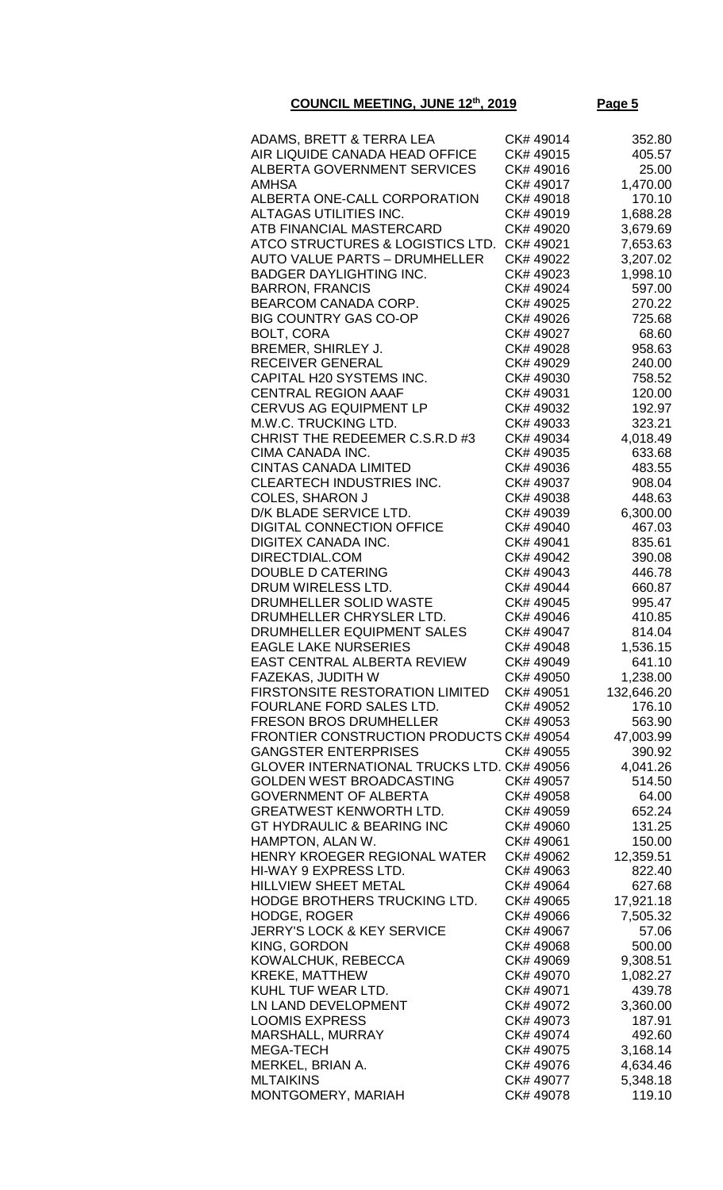**COUNCIL MEETING, JUNE 12th, 2019**

| | | |
|---|---|---|
| ADAMS, BRETT & TERRA LEA | CK# 49014 | 352.80 |
| AIR LIQUIDE CANADA HEAD OFFICE | CK# 49015 | 405.57 |
| ALBERTA GOVERNMENT SERVICES | CK# 49016 | 25.00 |
| AMHSA | CK# 49017 | 1,470.00 |
| ALBERTA ONE-CALL CORPORATION | CK# 49018 | 170.10 |
| ALTAGAS UTILITIES INC. | CK# 49019 | 1,688.28 |
| ATB FINANCIAL MASTERCARD | CK# 49020 | 3,679.69 |
| ATCO STRUCTURES & LOGISTICS LTD. | CK# 49021 | 7,653.63 |
| AUTO VALUE PARTS – DRUMHELLER | CK# 49022 | 3,207.02 |
| BADGER DAYLIGHTING INC. | CK# 49023 | 1,998.10 |
| BARRON, FRANCIS | CK# 49024 | 597.00 |
| BEARCOM CANADA CORP. | CK# 49025 | 270.22 |
| BIG COUNTRY GAS CO-OP | CK# 49026 | 725.68 |
| BOLT, CORA | CK# 49027 | 68.60 |
| BREMER, SHIRLEY J. | CK# 49028 | 958.63 |
| RECEIVER GENERAL | CK# 49029 | 240.00 |
| CAPITAL H20 SYSTEMS INC. | CK# 49030 | 758.52 |
| CENTRAL REGION AAAF | CK# 49031 | 120.00 |
| CERVUS AG EQUIPMENT LP | CK# 49032 | 192.97 |
| M.W.C. TRUCKING LTD. | CK# 49033 | 323.21 |
| CHRIST THE REDEEMER C.S.R.D #3 | CK# 49034 | 4,018.49 |
| CIMA CANADA INC. | CK# 49035 | 633.68 |
| CINTAS CANADA LIMITED | CK# 49036 | 483.55 |
| CLEARTECH INDUSTRIES INC. | CK# 49037 | 908.04 |
| COLES, SHARON J | CK# 49038 | 448.63 |
| D/K BLADE SERVICE LTD. | CK# 49039 | 6,300.00 |
| DIGITAL CONNECTION OFFICE | CK# 49040 | 467.03 |
| DIGITEX CANADA INC. | CK# 49041 | 835.61 |
| DIRECTDIAL.COM | CK# 49042 | 390.08 |
| DOUBLE D CATERING | CK# 49043 | 446.78 |
| DRUM WIRELESS LTD. | CK# 49044 | 660.87 |
| DRUMHELLER SOLID WASTE | CK# 49045 | 995.47 |
| DRUMHELLER CHRYSLER LTD. | CK# 49046 | 410.85 |
| DRUMHELLER EQUIPMENT SALES | CK# 49047 | 814.04 |
| EAGLE LAKE NURSERIES | CK# 49048 | 1,536.15 |
| EAST CENTRAL ALBERTA REVIEW | CK# 49049 | 641.10 |
| FAZEKAS, JUDITH W | CK# 49050 | 1,238.00 |
| FIRSTONSITE RESTORATION LIMITED | CK# 49051 | 132,646.20 |
| FOURLANE FORD SALES LTD. | CK# 49052 | 176.10 |
| FRESON BROS DRUMHELLER | CK# 49053 | 563.90 |
| FRONTIER CONSTRUCTION PRODUCTS | CK# 49054 | 47,003.99 |
| GANGSTER ENTERPRISES | CK# 49055 | 390.92 |
| GLOVER INTERNATIONAL TRUCKS LTD. | CK# 49056 | 4,041.26 |
| GOLDEN WEST BROADCASTING | CK# 49057 | 514.50 |
| GOVERNMENT OF ALBERTA | CK# 49058 | 64.00 |
| GREATWEST KENWORTH LTD. | CK# 49059 | 652.24 |
| GT HYDRAULIC & BEARING INC | CK# 49060 | 131.25 |
| HAMPTON, ALAN W. | CK# 49061 | 150.00 |
| HENRY KROEGER REGIONAL WATER | CK# 49062 | 12,359.51 |
| HI-WAY 9 EXPRESS LTD. | CK# 49063 | 822.40 |
| HILLVIEW SHEET METAL | CK# 49064 | 627.68 |
| HODGE BROTHERS TRUCKING LTD. | CK# 49065 | 17,921.18 |
| HODGE, ROGER | CK# 49066 | 7,505.32 |
| JERRY'S LOCK & KEY SERVICE | CK# 49067 | 57.06 |
| KING, GORDON | CK# 49068 | 500.00 |
| KOWALCHUK, REBECCA | CK# 49069 | 9,308.51 |
| KREKE, MATTHEW | CK# 49070 | 1,082.27 |
| KUHL TUF WEAR LTD. | CK# 49071 | 439.78 |
| LN LAND DEVELOPMENT | CK# 49072 | 3,360.00 |
| LOOMIS EXPRESS | CK# 49073 | 187.91 |
| MARSHALL, MURRAY | CK# 49074 | 492.60 |
| MEGA-TECH | CK# 49075 | 3,168.14 |
| MERKEL, BRIAN A. | CK# 49076 | 4,634.46 |
| MLTAIKINS | CK# 49077 | 5,348.18 |
| MONTGOMERY, MARIAH | CK# 49078 | 119.10 |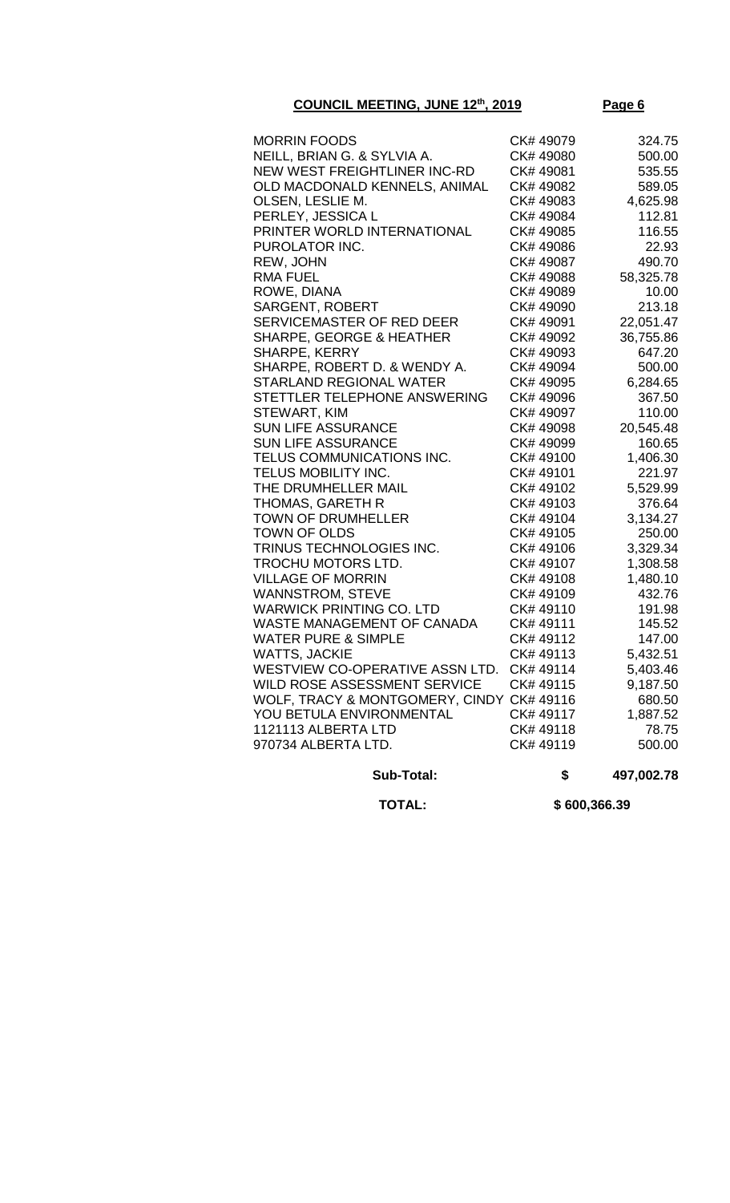**COUNCIL MEETING, JUNE 12th, 2019**

| | | |
|---|---|---|
| MORRIN FOODS | CK# 49079 | 324.75 |
| NEILL, BRIAN G. & SYLVIA A. | CK# 49080 | 500.00 |
| NEW WEST FREIGHTLINER INC-RD | CK# 49081 | 535.55 |
| OLD MACDONALD KENNELS, ANIMAL | CK# 49082 | 589.05 |
| OLSEN, LESLIE M. | CK# 49083 | 4,625.98 |
| PERLEY, JESSICA L | CK# 49084 | 112.81 |
| PRINTER WORLD INTERNATIONAL | CK# 49085 | 116.55 |
| PUROLATOR INC. | CK# 49086 | 22.93 |
| REW, JOHN | CK# 49087 | 490.70 |
| RMA FUEL | CK# 49088 | 58,325.78 |
| ROWE, DIANA | CK# 49089 | 10.00 |
| SARGENT, ROBERT | CK# 49090 | 213.18 |
| SERVICEMASTER OF RED DEER | CK# 49091 | 22,051.47 |
| SHARPE, GEORGE & HEATHER | CK# 49092 | 36,755.86 |
| SHARPE, KERRY | CK# 49093 | 647.20 |
| SHARPE, ROBERT D. & WENDY A. | CK# 49094 | 500.00 |
| STARLAND REGIONAL WATER | CK# 49095 | 6,284.65 |
| STETTLER TELEPHONE ANSWERING | CK# 49096 | 367.50 |
| STEWART, KIM | CK# 49097 | 110.00 |
| SUN LIFE ASSURANCE | CK# 49098 | 20,545.48 |
| SUN LIFE ASSURANCE | CK# 49099 | 160.65 |
| TELUS COMMUNICATIONS INC. | CK# 49100 | 1,406.30 |
| TELUS MOBILITY INC. | CK# 49101 | 221.97 |
| THE DRUMHELLER MAIL | CK# 49102 | 5,529.99 |
| THOMAS, GARETH R | CK# 49103 | 376.64 |
| TOWN OF DRUMHELLER | CK# 49104 | 3,134.27 |
| TOWN OF OLDS | CK# 49105 | 250.00 |
| TRINUS TECHNOLOGIES INC. | CK# 49106 | 3,329.34 |
| TROCHU MOTORS LTD. | CK# 49107 | 1,308.58 |
| VILLAGE OF MORRIN | CK# 49108 | 1,480.10 |
| WANNSTROM, STEVE | CK# 49109 | 432.76 |
| WARWICK PRINTING CO. LTD | CK# 49110 | 191.98 |
| WASTE MANAGEMENT OF CANADA | CK# 49111 | 145.52 |
| WATER PURE & SIMPLE | CK# 49112 | 147.00 |
| WATTS, JACKIE | CK# 49113 | 5,432.51 |
| WESTVIEW CO-OPERATIVE ASSN LTD. | CK# 49114 | 5,403.46 |
| WILD ROSE ASSESSMENT SERVICE | CK# 49115 | 9,187.50 |
| WOLF, TRACY & MONTGOMERY, CINDY | CK# 49116 | 680.50 |
| YOU BETULA ENVIRONMENTAL | CK# 49117 | 1,887.52 |
| 1121113 ALBERTA LTD | CK# 49118 | 78.75 |
| 970734 ALBERTA LTD. | CK# 49119 | 500.00 |
| **Sub-Total:** | **$** | **497,002.78** |
| **TOTAL:** | | **$ 600,366.39** |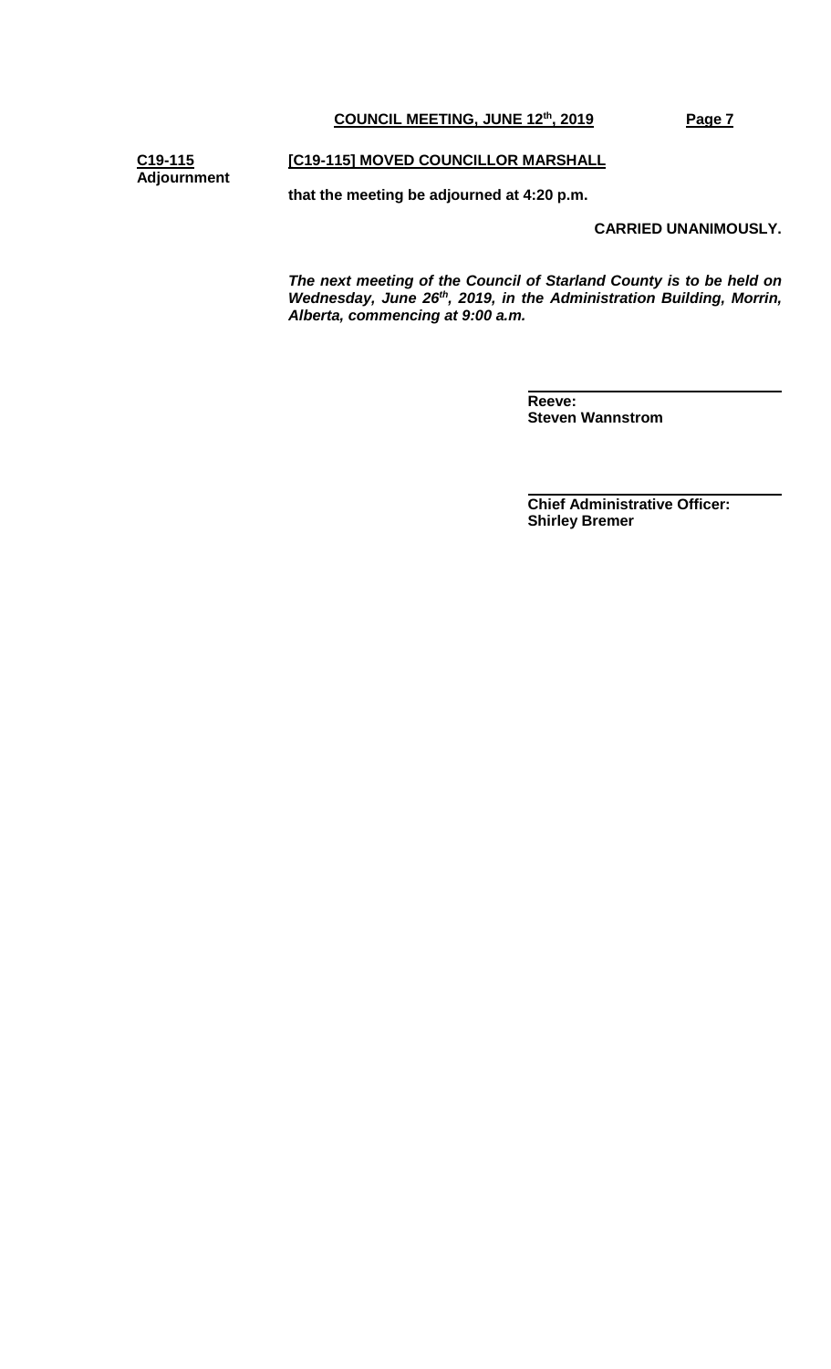**C19-115**
**Adjournment**

**[C19-115] MOVED COUNCILLOR MARSHALL**

**that the meeting be adjourned at 4:20 p.m.**

**CARRIED UNANIMOUSLY.**

***The next meeting of the Council of Starland County is to be held on Wednesday, June 26th, 2019, in the Administration Building, Morrin, Alberta, commencing at 9:00 a.m.***

______________________________
**Reeve:**
**Steven Wannstrom**

______________________________
**Chief Administrative Officer:**
**Shirley Bremer**